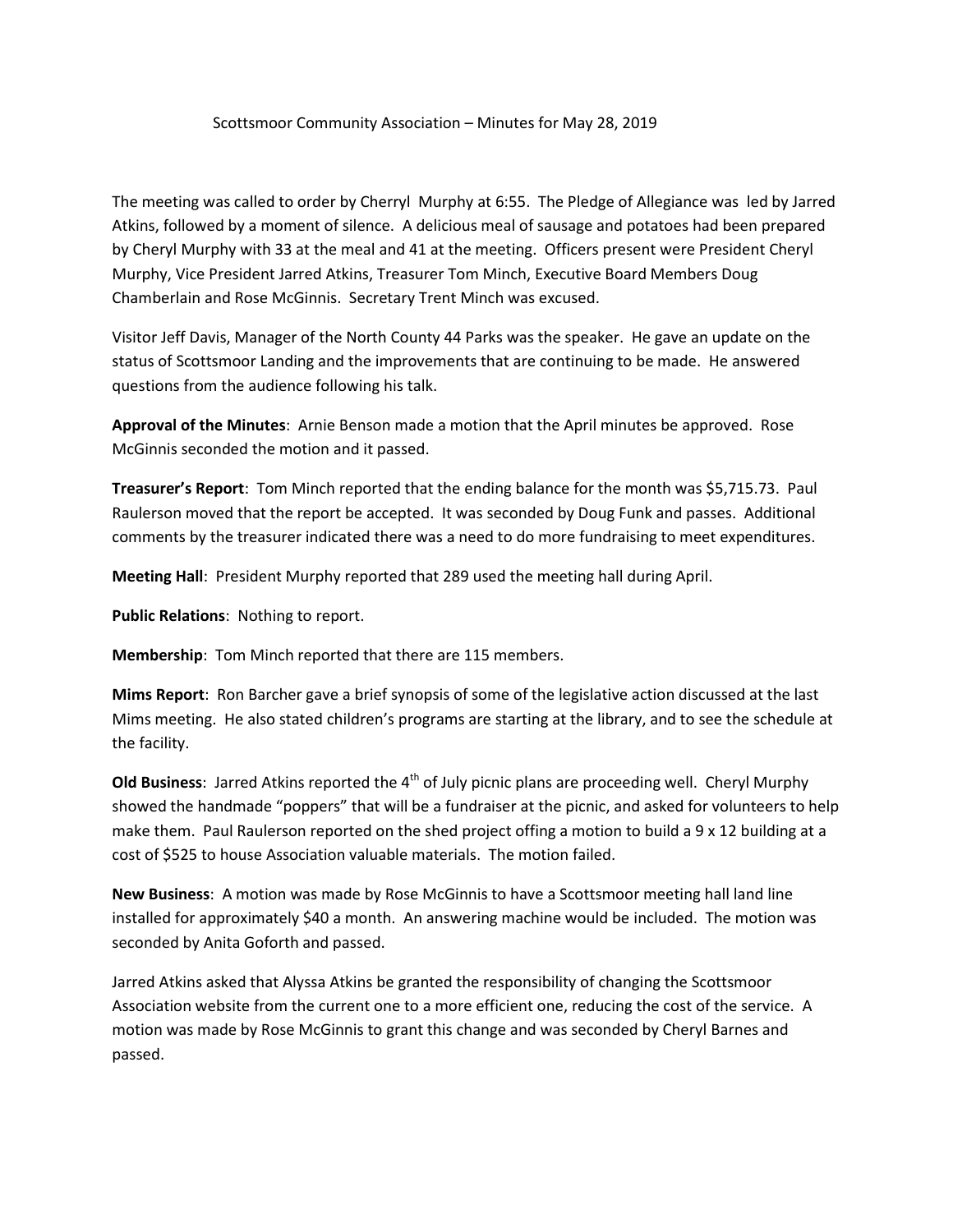Scottsmoor Community Association – Minutes for May 28, 2019

The meeting was called to order by Cherryl Murphy at 6:55. The Pledge of Allegiance was led by Jarred Atkins, followed by a moment of silence. A delicious meal of sausage and potatoes had been prepared by Cheryl Murphy with 33 at the meal and 41 at the meeting. Officers present were President Cheryl Murphy, Vice President Jarred Atkins, Treasurer Tom Minch, Executive Board Members Doug Chamberlain and Rose McGinnis. Secretary Trent Minch was excused.

Visitor Jeff Davis, Manager of the North County 44 Parks was the speaker. He gave an update on the status of Scottsmoor Landing and the improvements that are continuing to be made. He answered questions from the audience following his talk.

**Approval of the Minutes**: Arnie Benson made a motion that the April minutes be approved. Rose McGinnis seconded the motion and it passed.

**Treasurer's Report**: Tom Minch reported that the ending balance for the month was $5,715.73. Paul Raulerson moved that the report be accepted. It was seconded by Doug Funk and passes. Additional comments by the treasurer indicated there was a need to do more fundraising to meet expenditures.

**Meeting Hall**: President Murphy reported that 289 used the meeting hall during April.

**Public Relations**: Nothing to report.

**Membership**: Tom Minch reported that there are 115 members.

**Mims Report**: Ron Barcher gave a brief synopsis of some of the legislative action discussed at the last Mims meeting. He also stated children's programs are starting at the library, and to see the schedule at the facility.

**Old Business**: Jarred Atkins reported the 4th of July picnic plans are proceeding well. Cheryl Murphy showed the handmade "poppers" that will be a fundraiser at the picnic, and asked for volunteers to help make them. Paul Raulerson reported on the shed project offing a motion to build a 9 x 12 building at a cost of $525 to house Association valuable materials. The motion failed.

**New Business**: A motion was made by Rose McGinnis to have a Scottsmoor meeting hall land line installed for approximately $40 a month. An answering machine would be included. The motion was seconded by Anita Goforth and passed.

Jarred Atkins asked that Alyssa Atkins be granted the responsibility of changing the Scottsmoor Association website from the current one to a more efficient one, reducing the cost of the service. A motion was made by Rose McGinnis to grant this change and was seconded by Cheryl Barnes and passed.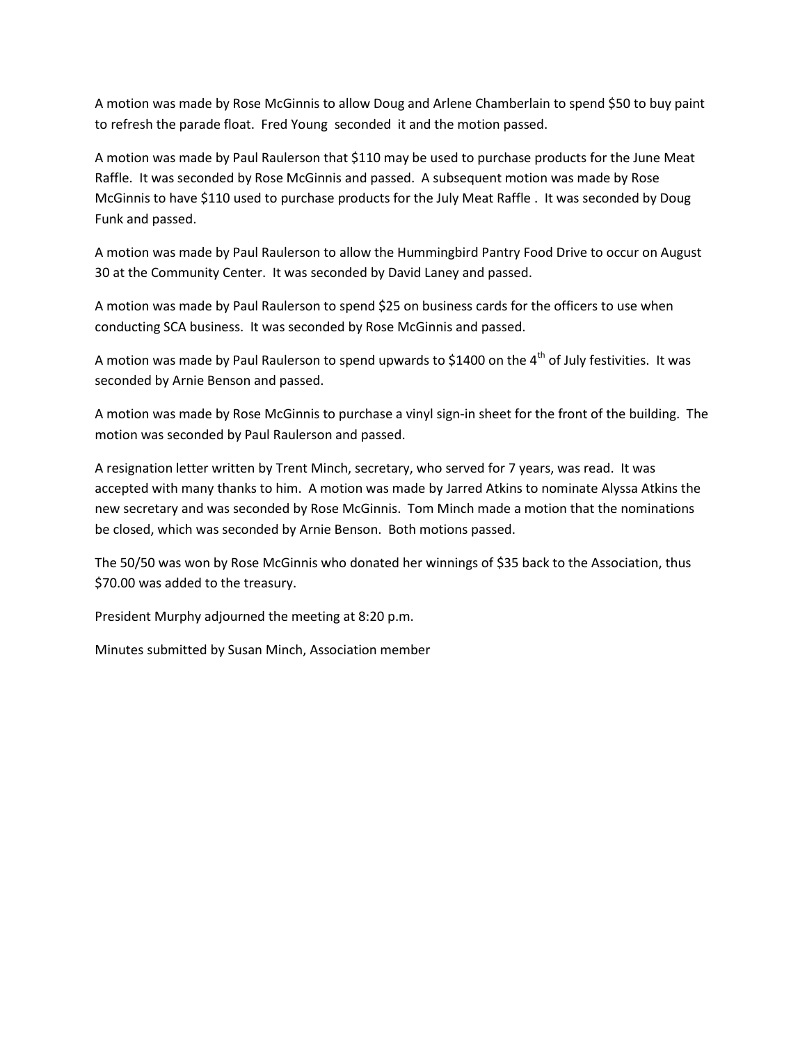A motion was made by Rose McGinnis to allow Doug and Arlene Chamberlain to spend $50 to buy paint to refresh the parade float. Fred Young seconded it and the motion passed.

A motion was made by Paul Raulerson that $110 may be used to purchase products for the June Meat Raffle. It was seconded by Rose McGinnis and passed. A subsequent motion was made by Rose McGinnis to have $110 used to purchase products for the July Meat Raffle . It was seconded by Doug Funk and passed.

A motion was made by Paul Raulerson to allow the Hummingbird Pantry Food Drive to occur on August 30 at the Community Center. It was seconded by David Laney and passed.

A motion was made by Paul Raulerson to spend $25 on business cards for the officers to use when conducting SCA business. It was seconded by Rose McGinnis and passed.

A motion was made by Paul Raulerson to spend upwards to $1400 on the 4th of July festivities. It was seconded by Arnie Benson and passed.

A motion was made by Rose McGinnis to purchase a vinyl sign-in sheet for the front of the building. The motion was seconded by Paul Raulerson and passed.

A resignation letter written by Trent Minch, secretary, who served for 7 years, was read. It was accepted with many thanks to him. A motion was made by Jarred Atkins to nominate Alyssa Atkins the new secretary and was seconded by Rose McGinnis. Tom Minch made a motion that the nominations be closed, which was seconded by Arnie Benson. Both motions passed.

The 50/50 was won by Rose McGinnis who donated her winnings of $35 back to the Association, thus $70.00 was added to the treasury.

President Murphy adjourned the meeting at 8:20 p.m.

Minutes submitted by Susan Minch, Association member